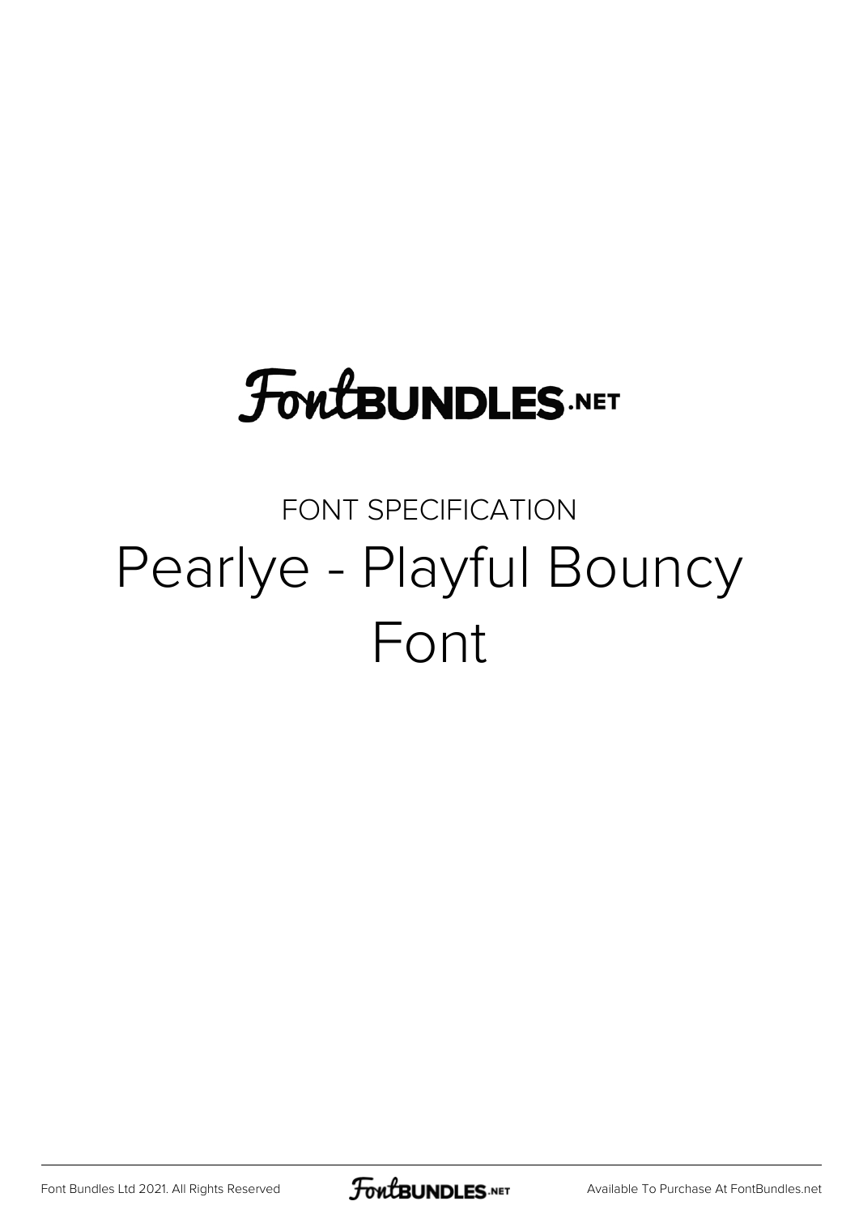FontBUNDLES.NET

FONT SPECIFICATION

# Pearlye - Playful Bouncy Font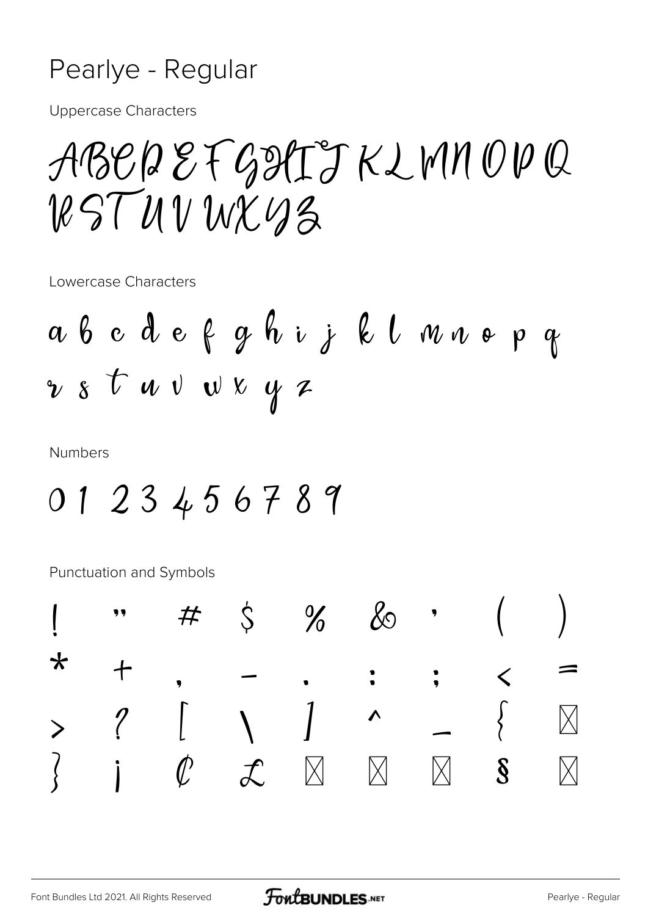# Pearlye - Regular

Uppercase Characters

ABCDEFGHIJKLMNOPQ
RSTUVWXYZ

Lowercase Characters

a b c d e f g h i j k l m n o p q
r s t u v w x y z

Numbers

0 1 2 3 4 5 6 7 8 9

Punctuation and Symbols

! " # $ % & ' ( )
* + , - . : ; < =
> ? [ \ ] ^ _ { ⊠
} ¡ ¢ £ ⊠ ⊠ ⊠ § ⊠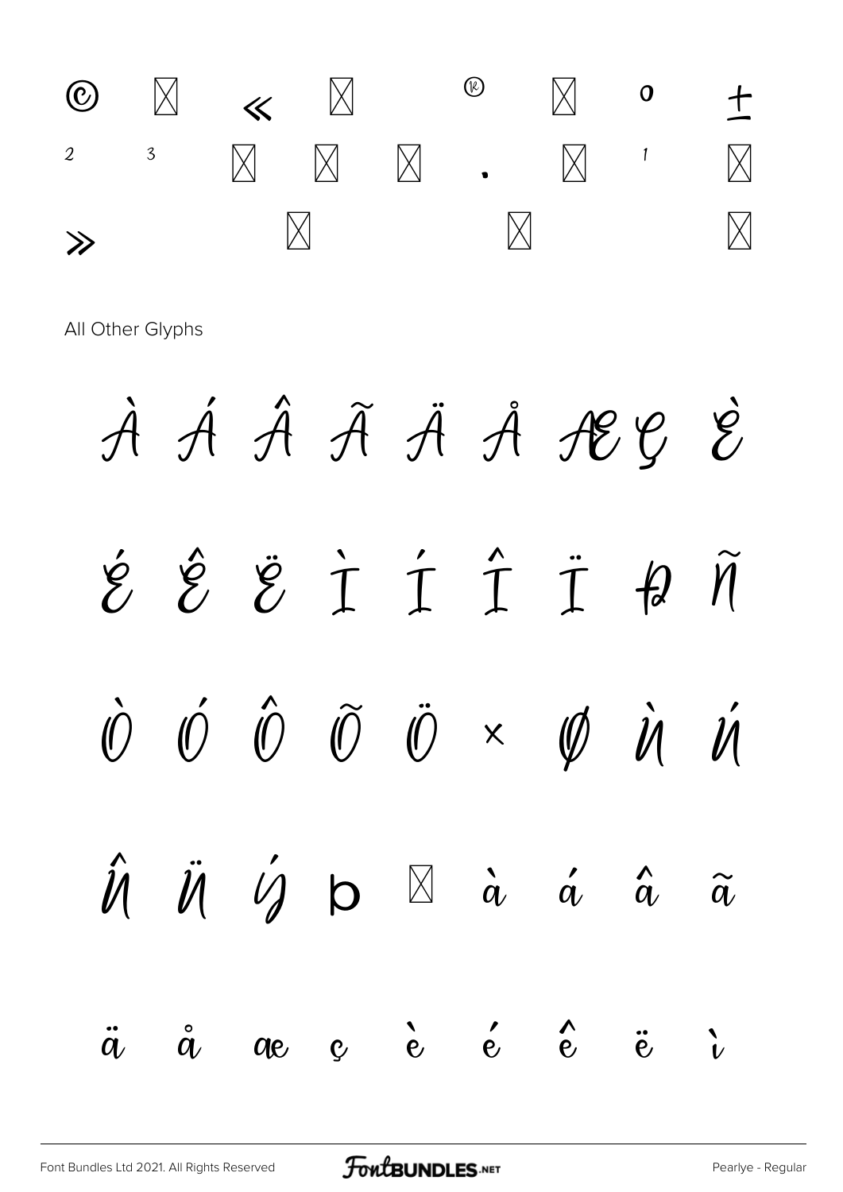© ␥ « ␥ ® ␥ ° ±

² ³ ␥ ␥ ␥ · ␥ ¹ ␥

» ␥ ␥ ␥

All Other Glyphs

À Á Â Ã Ä Å Æ Ç È

É Ê Ë Ì Í Î Ï Ð Ñ

Ò Ó Ô Õ Ö × Ø Ù Ú

Û Ü Ý Þ ␥ à á â ã

ä å æ ç è é ê ë ì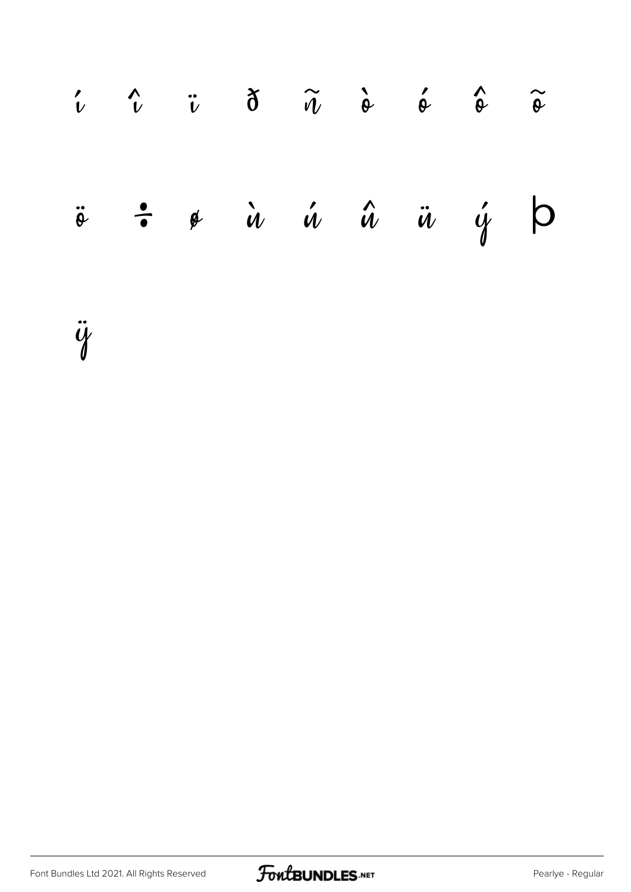í î ï ð ñ ò ó ô õ

ö ÷ ø ù ú û ü ý þ

ÿ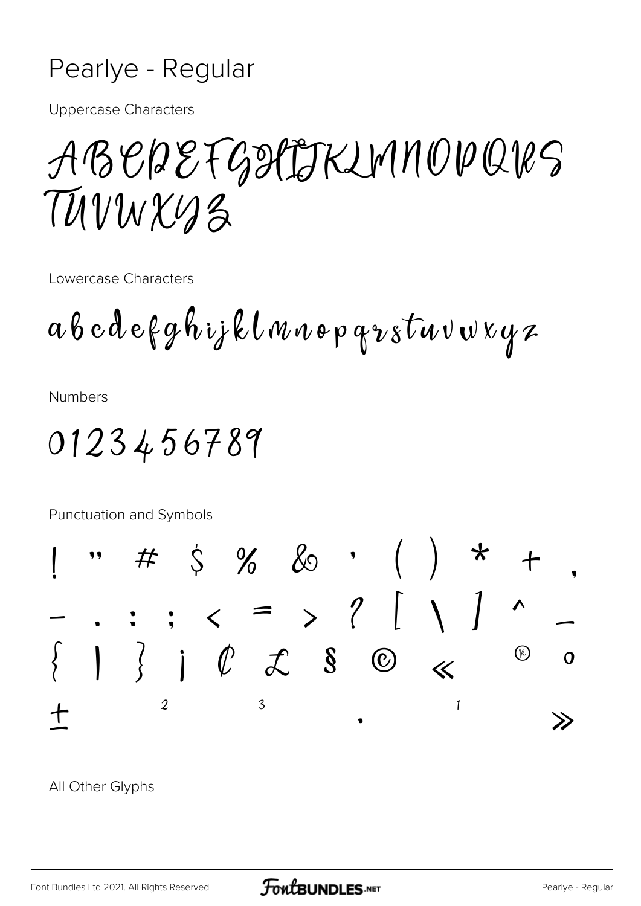# Pearlye - Regular

Uppercase Characters

ABCDEFGHIJKLMNOPQRS
TUVWXYZ

Lowercase Characters

abcdefghijklmnopqrstuvwxyz

Numbers

0123456789

Punctuation and Symbols

! " # $ % & ' ( ) * + ,
- . : ; < = > ? [ \ ] ^ _
{ | } ¡ ¢ £ § © « ® °
± ² ³ · ¹ »

All Other Glyphs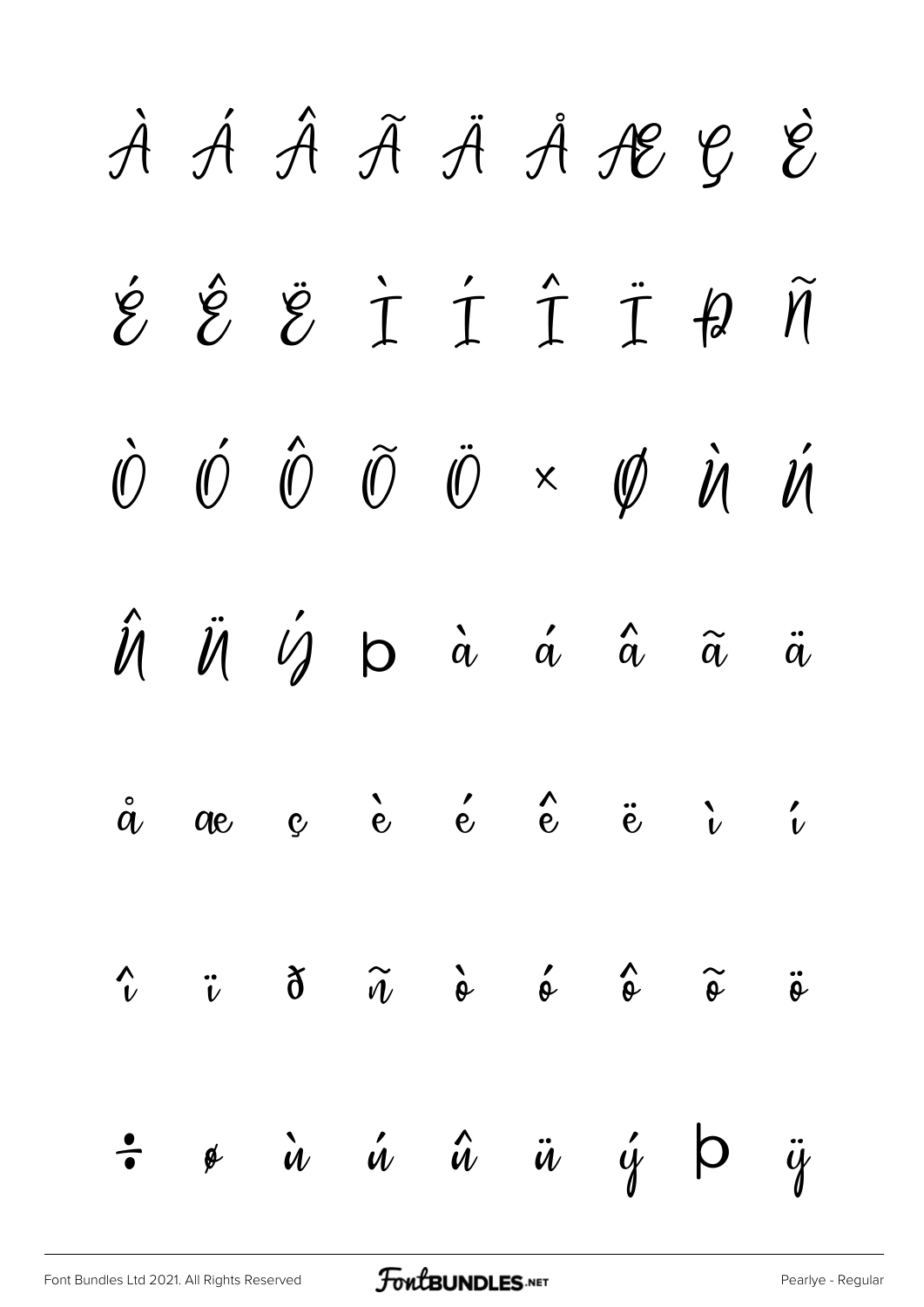À Á Â Ã Ä Å Æ Ç È

É Ê Ë Ì Í Î Ï Ð Ñ

Ò Ó Ô Õ Ö × Ø Ù Ú

Û Ü Ý Þ à á â ã ä

å æ ç è é ê ë ì í

î ï ð ñ ò ó ô õ ö

÷ ø ù ú û ü ý þ ÿ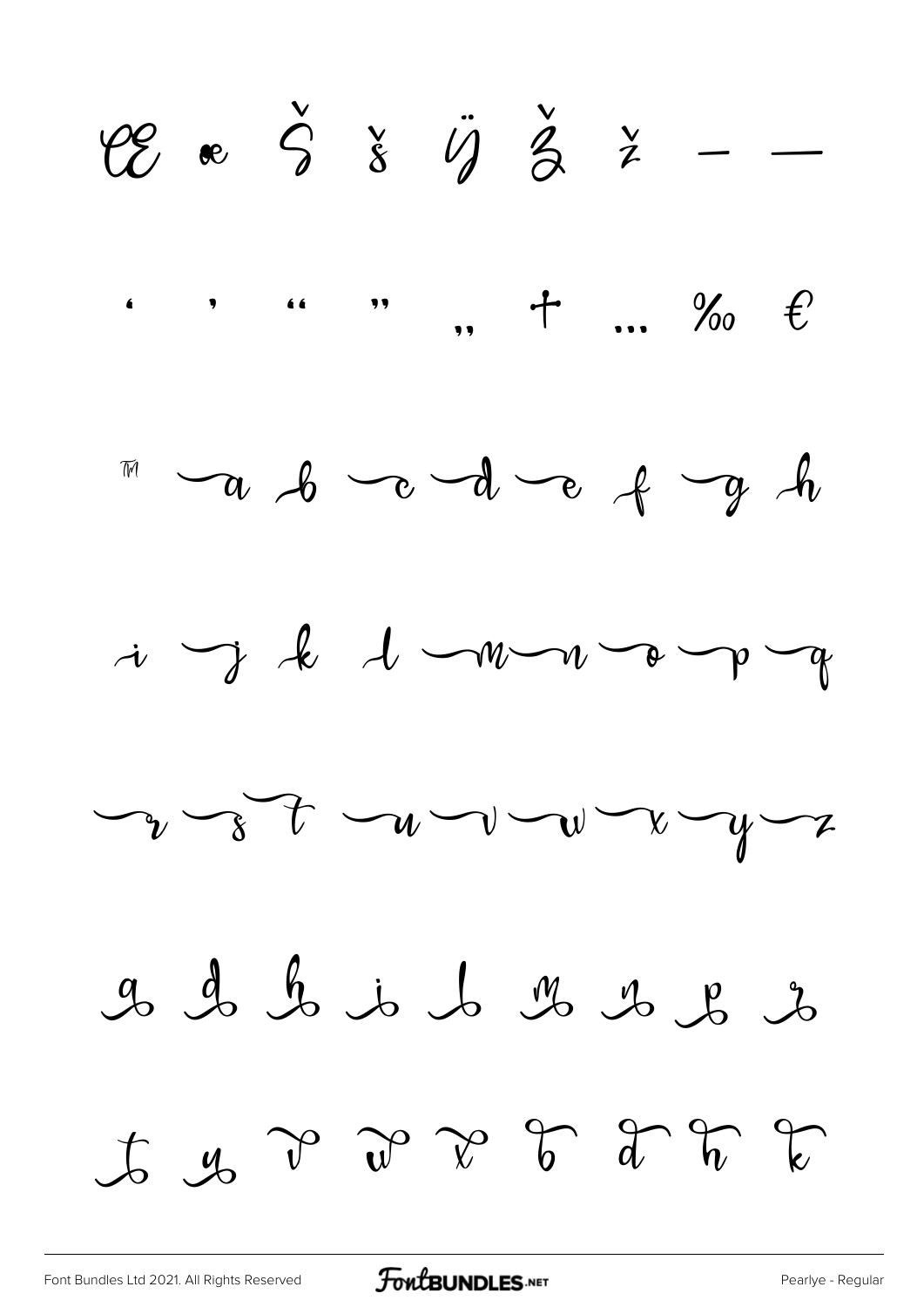Œ œ Š š Ÿ Ž ž – —

' ' " " „ † … ‰ €

™ a b c d e f g h

i j k l m n o p q

r s t u v w x y z

g d h i l m n p r

t u v w x b d h k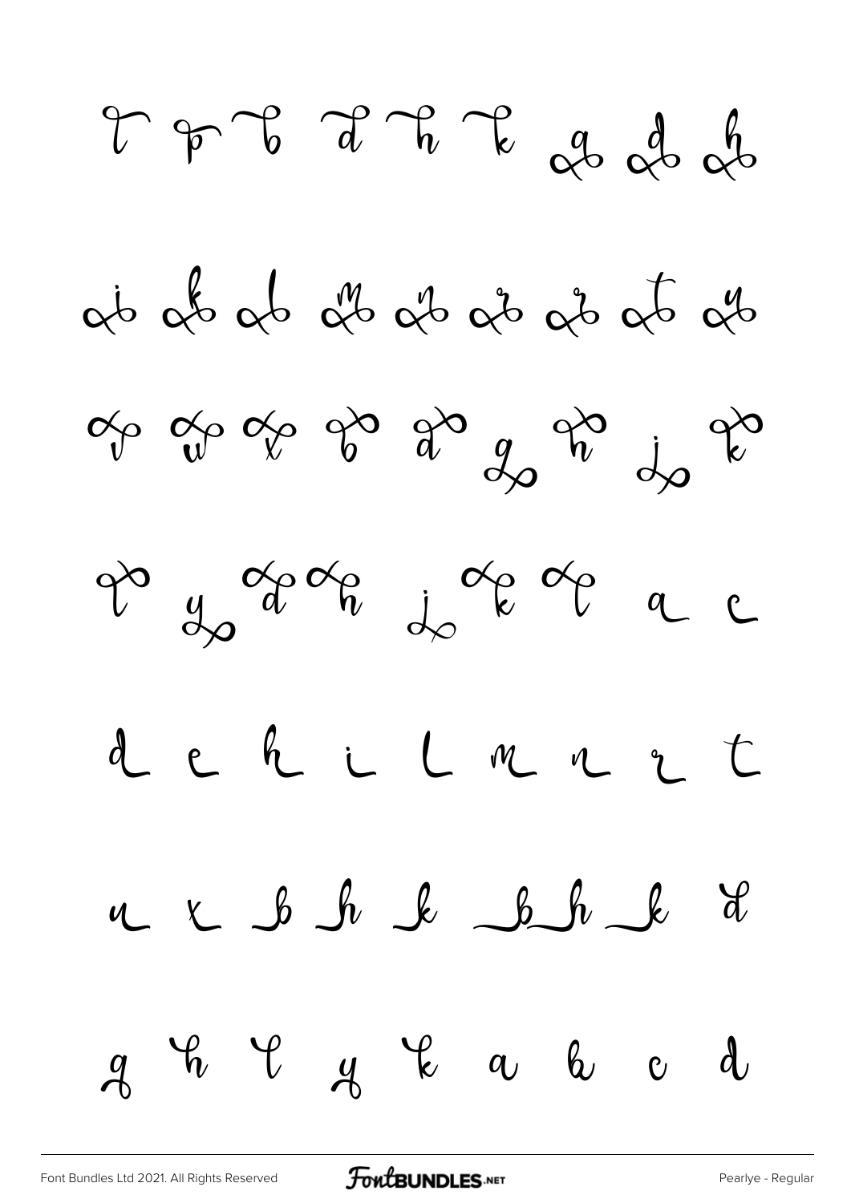l p b d h k a d h

i k l m n r r t y

p u x b d g h j k

l y d h j k l a c

d e h i l m n r t

u x b h k b h k d

g h l y k a b c d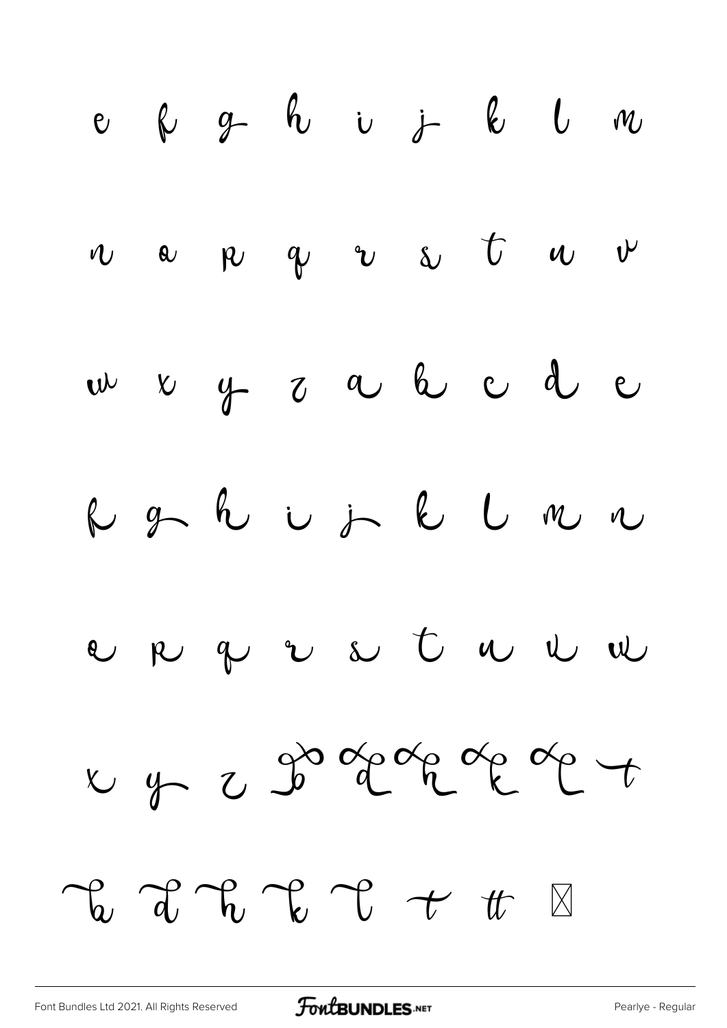e f g h i j k l m

n o p q r s t u v

w x y z a b c d e

f g h i j k l m n

o p q r s t u v w

x y z

t

tt